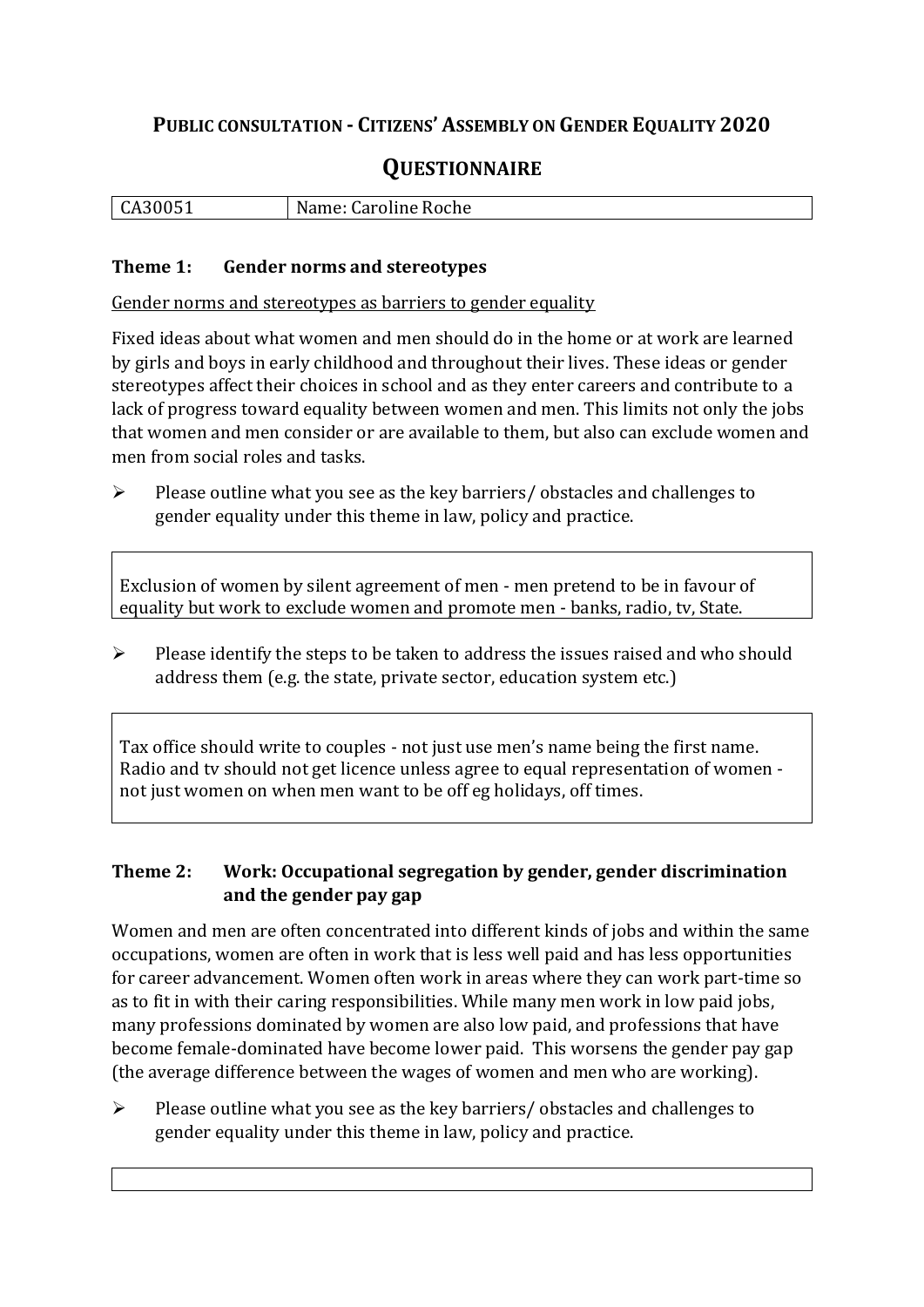# PUBLIC CONSULTATION - CITIZENS' ASSEMBLY ON GENDER EQUALITY 2020

## QUESTIONNAIRE

| CA30051 | Name: Caroline Roche |
|---|---|

### Theme 1: Gender norms and stereotypes

Gender norms and stereotypes as barriers to gender equality

Fixed ideas about what women and men should do in the home or at work are learned by girls and boys in early childhood and throughout their lives. These ideas or gender stereotypes affect their choices in school and as they enter careers and contribute to a lack of progress toward equality between women and men. This limits not only the jobs that women and men consider or are available to them, but also can exclude women and men from social roles and tasks.

- Please outline what you see as the key barriers/ obstacles and challenges to gender equality under this theme in law, policy and practice.

Exclusion of women by silent agreement of men - men pretend to be in favour of equality but work to exclude women and promote men - banks, radio, tv, State.

- Please identify the steps to be taken to address the issues raised and who should address them (e.g. the state, private sector, education system etc.)

Tax office should write to couples - not just use men's name being the first name. Radio and tv should not get licence unless agree to equal representation of women - not just women on when men want to be off eg holidays, off times.

### Theme 2: Work: Occupational segregation by gender, gender discrimination and the gender pay gap

Women and men are often concentrated into different kinds of jobs and within the same occupations, women are often in work that is less well paid and has less opportunities for career advancement. Women often work in areas where they can work part-time so as to fit in with their caring responsibilities. While many men work in low paid jobs, many professions dominated by women are also low paid, and professions that have become female-dominated have become lower paid. This worsens the gender pay gap (the average difference between the wages of women and men who are working).

- Please outline what you see as the key barriers/ obstacles and challenges to gender equality under this theme in law, policy and practice.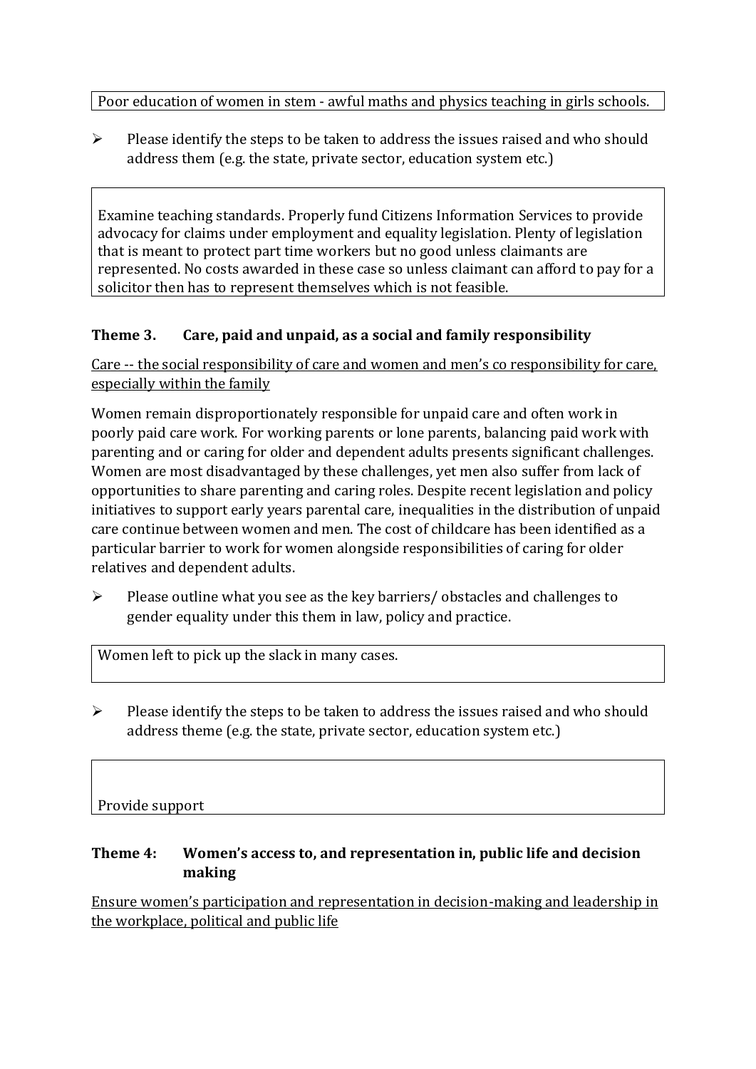Poor education of women in stem - awful maths and physics teaching in girls schools.

- Please identify the steps to be taken to address the issues raised and who should address them (e.g. the state, private sector, education system etc.)

Examine teaching standards. Properly fund Citizens Information Services to provide advocacy for claims under employment and equality legislation. Plenty of legislation that is meant to protect part time workers but no good unless claimants are represented. No costs awarded in these case so unless claimant can afford to pay for a solicitor then has to represent themselves which is not feasible.

### Theme 3. Care, paid and unpaid, as a social and family responsibility

Care -- the social responsibility of care and women and men's co responsibility for care, especially within the family

Women remain disproportionately responsible for unpaid care and often work in poorly paid care work. For working parents or lone parents, balancing paid work with parenting and or caring for older and dependent adults presents significant challenges. Women are most disadvantaged by these challenges, yet men also suffer from lack of opportunities to share parenting and caring roles. Despite recent legislation and policy initiatives to support early years parental care, inequalities in the distribution of unpaid care continue between women and men. The cost of childcare has been identified as a particular barrier to work for women alongside responsibilities of caring for older relatives and dependent adults.

- Please outline what you see as the key barriers/ obstacles and challenges to gender equality under this them in law, policy and practice.

Women left to pick up the slack in many cases.

- Please identify the steps to be taken to address the issues raised and who should address theme (e.g. the state, private sector, education system etc.)

Provide support

### Theme 4: Women's access to, and representation in, public life and decision making

Ensure women's participation and representation in decision-making and leadership in the workplace, political and public life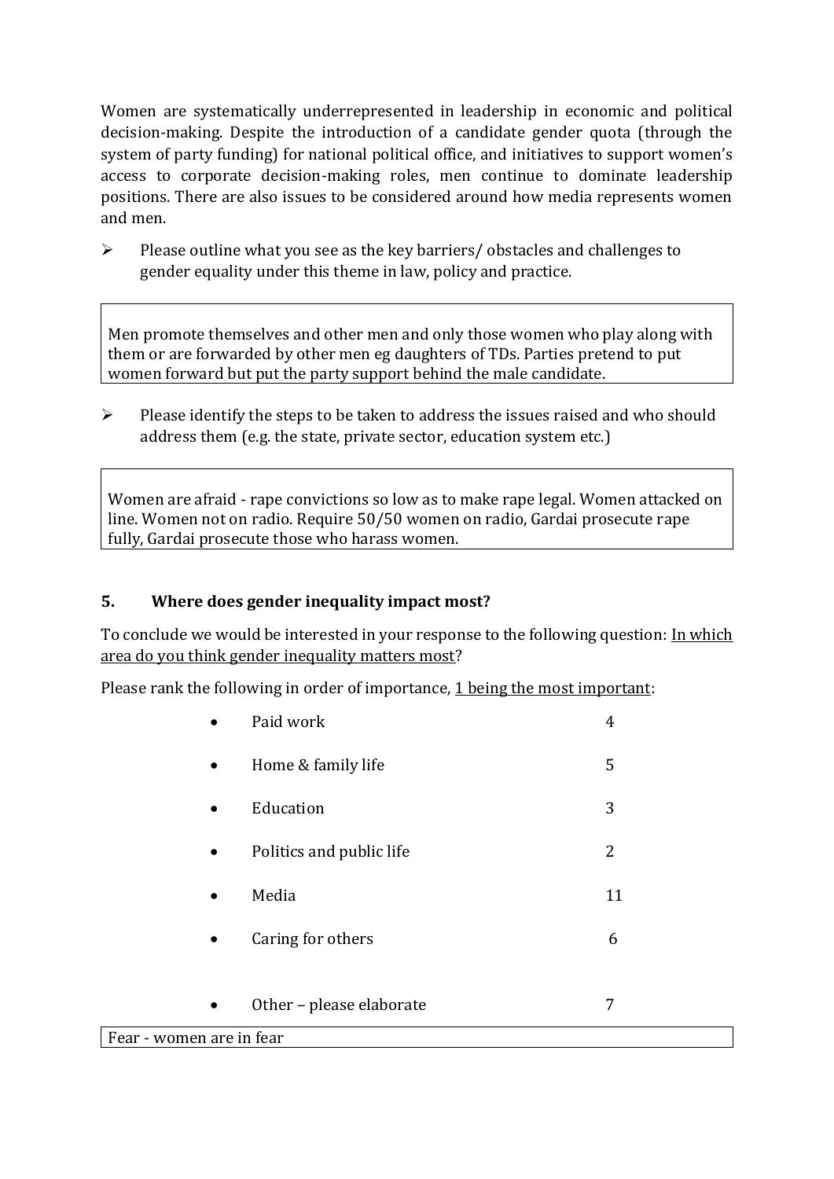Women are systematically underrepresented in leadership in economic and political decision-making. Despite the introduction of a candidate gender quota (through the system of party funding) for national political office, and initiatives to support women's access to corporate decision-making roles, men continue to dominate leadership positions. There are also issues to be considered around how media represents women and men.

- Please outline what you see as the key barriers/ obstacles and challenges to gender equality under this theme in law, policy and practice.

> Men promote themselves and other men and only those women who play along with them or are forwarded by other men eg daughters of TDs. Parties pretend to put women forward but put the party support behind the male candidate.

- Please identify the steps to be taken to address the issues raised and who should address them (e.g. the state, private sector, education system etc.)

> Women are afraid - rape convictions so low as to make rape legal. Women attacked on line. Women not on radio. Require 50/50 women on radio, Gardai prosecute rape fully, Gardai prosecute those who harass women.

### 5. Where does gender inequality impact most?

To conclude we would be interested in your response to the following question: <u>In which area do you think gender inequality matters most</u>?

Please rank the following in order of importance, <u>1 being the most important</u>:

| Area | Rank |
|---|---|
| Paid work | 4 |
| Home & family life | 5 |
| Education | 3 |
| Politics and public life | 2 |
| Media | 11 |
| Caring for others | 6 |
| Other – please elaborate | 7 |

> Fear - women are in fear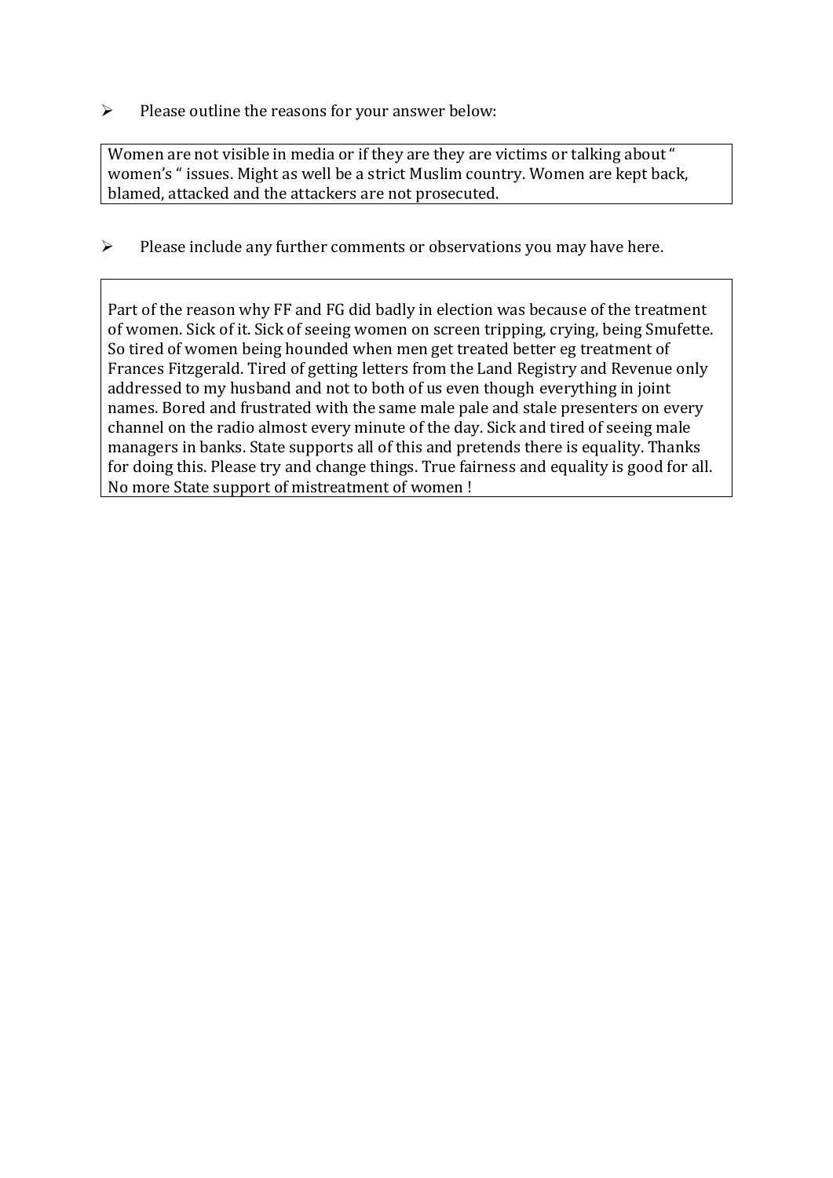- Please outline the reasons for your answer below:

Women are not visible in media or if they are they are victims or talking about " women's " issues. Might as well be a strict Muslim country. Women are kept back, blamed, attacked and the attackers are not prosecuted.

- Please include any further comments or observations you may have here.

Part of the reason why FF and FG did badly in election was because of the treatment of women. Sick of it. Sick of seeing women on screen tripping, crying, being Smufette. So tired of women being hounded when men get treated better eg treatment of Frances Fitzgerald. Tired of getting letters from the Land Registry and Revenue only addressed to my husband and not to both of us even though everything in joint names. Bored and frustrated with the same male pale and stale presenters on every channel on the radio almost every minute of the day. Sick and tired of seeing male managers in banks. State supports all of this and pretends there is equality. Thanks for doing this. Please try and change things. True fairness and equality is good for all. No more State support of mistreatment of women !